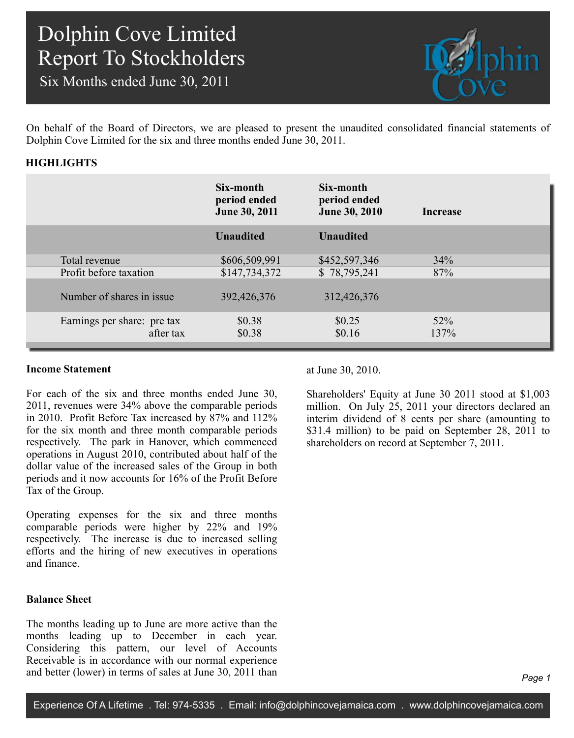# Dolphin Cove Limited
# Report To Stockholders
## Six Months ended June 30, 2011

On behalf of the Board of Directors, we are pleased to present the unaudited consolidated financial statements of Dolphin Cove Limited for the six and three months ended June 30, 2011.

### HIGHLIGHTS

| | Six-month period ended June 30, 2011 | Six-month period ended June 30, 2010 | Increase |
|---|---|---|---|
| | **Unaudited** | **Unaudited** | |
| Total revenue | $606,509,991 | $452,597,346 | 34% |
| Profit before taxation | $147,734,372 | $ 78,795,241 | 87% |
| Number of shares in issue | 392,426,376 | 312,426,376 | |
| Earnings per share: pre tax | $0.38 | $0.25 | 52% |
| after tax | $0.38 | $0.16 | 137% |

### Income Statement

For each of the six and three months ended June 30, 2011, revenues were 34% above the comparable periods in 2010. Profit Before Tax increased by 87% and 112% for the six month and three month comparable periods respectively. The park in Hanover, which commenced operations in August 2010, contributed about half of the dollar value of the increased sales of the Group in both periods and it now accounts for 16% of the Profit Before Tax of the Group.

Operating expenses for the six and three months comparable periods were higher by 22% and 19% respectively. The increase is due to increased selling efforts and the hiring of new executives in operations and finance.

### Balance Sheet

The months leading up to June are more active than the months leading up to December in each year. Considering this pattern, our level of Accounts Receivable is in accordance with our normal experience and better (lower) in terms of sales at June 30, 2011 than at June 30, 2010.

Shareholders' Equity at June 30 2011 stood at $1,003 million. On July 25, 2011 your directors declared an interim dividend of 8 cents per share (amounting to $31.4 million) to be paid on September 28, 2011 to shareholders on record at September 7, 2011.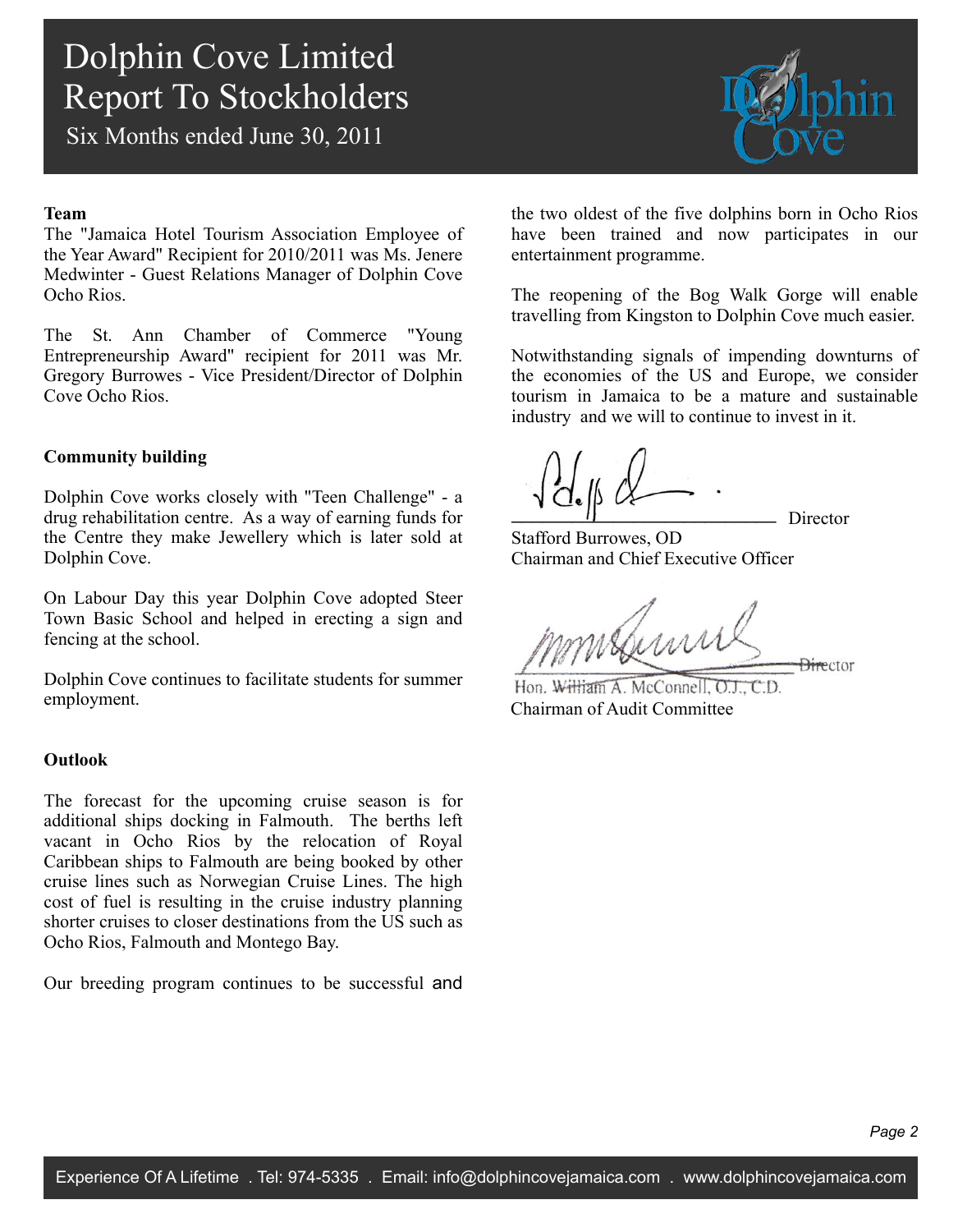# Dolphin Cove Limited Report To Stockholders

Six Months ended June 30, 2011

**Team**

The "Jamaica Hotel Tourism Association Employee of the Year Award" Recipient for 2010/2011 was Ms. Jenere Medwinter - Guest Relations Manager of Dolphin Cove Ocho Rios.

The St. Ann Chamber of Commerce "Young Entrepreneurship Award" recipient for 2011 was Mr. Gregory Burrowes - Vice President/Director of Dolphin Cove Ocho Rios.

**Community building**

Dolphin Cove works closely with "Teen Challenge" - a drug rehabilitation centre. As a way of earning funds for the Centre they make Jewellery which is later sold at Dolphin Cove.

On Labour Day this year Dolphin Cove adopted Steer Town Basic School and helped in erecting a sign and fencing at the school.

Dolphin Cove continues to facilitate students for summer employment.

**Outlook**

The forecast for the upcoming cruise season is for additional ships docking in Falmouth. The berths left vacant in Ocho Rios by the relocation of Royal Caribbean ships to Falmouth are being booked by other cruise lines such as Norwegian Cruise Lines. The high cost of fuel is resulting in the cruise industry planning shorter cruises to closer destinations from the US such as Ocho Rios, Falmouth and Montego Bay.

Our breeding program continues to be successful and the two oldest of the five dolphins born in Ocho Rios have been trained and now participates in our entertainment programme.

The reopening of the Bog Walk Gorge will enable travelling from Kingston to Dolphin Cove much easier.

Notwithstanding signals of impending downturns of the economies of the US and Europe, we consider tourism in Jamaica to be a mature and sustainable industry and we will to continue to invest in it.

_____________________________ Director
Stafford Burrowes, OD
Chairman and Chief Executive Officer

_____________________________ Director
Hon. William A. McConnell, O.J., C.D.
Chairman of Audit Committee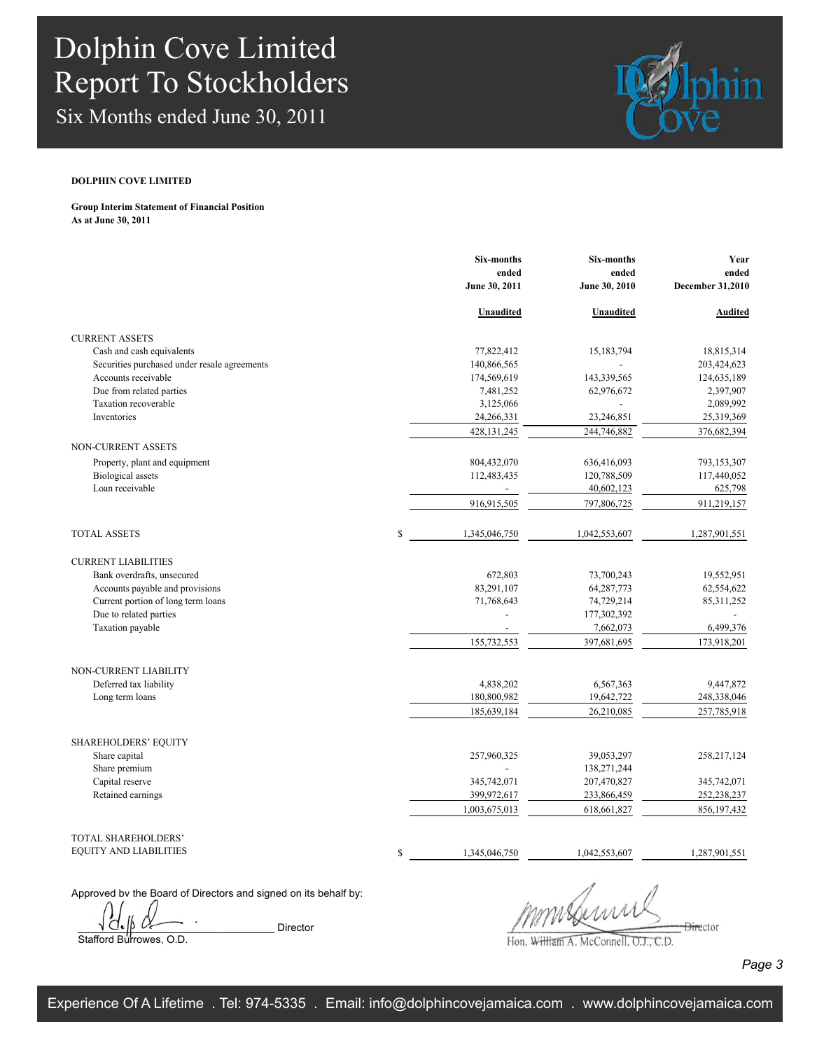# Dolphin Cove Limited
# Report To Stockholders
## Six Months ended June 30, 2011

**DOLPHIN COVE LIMITED**

**Group Interim Statement of Financial Position**
**As at June 30, 2011**

| | Six-months ended June 30, 2011 | Six-months ended June 30, 2010 | Year ended December 31,2010 |
|---|---|---|---|
| | **Unaudited** | **Unaudited** | **Audited** |
| CURRENT ASSETS | | | |
| Cash and cash equivalents | 77,822,412 | 15,183,794 | 18,815,314 |
| Securities purchased under resale agreements | 140,866,565 | - | 203,424,623 |
| Accounts receivable | 174,569,619 | 143,339,565 | 124,635,189 |
| Due from related parties | 7,481,252 | 62,976,672 | 2,397,907 |
| Taxation recoverable | 3,125,066 | - | 2,089,992 |
| Inventories | 24,266,331 | 23,246,851 | 25,319,369 |
| | 428,131,245 | 244,746,882 | 376,682,394 |
| NON-CURRENT ASSETS | | | |
| Property, plant and equipment | 804,432,070 | 636,416,093 | 793,153,307 |
| Biological assets | 112,483,435 | 120,788,509 | 117,440,052 |
| Loan receivable | - | 40,602,123 | 625,798 |
| | 916,915,505 | 797,806,725 | 911,219,157 |
| TOTAL ASSETS | $ 1,345,046,750 | 1,042,553,607 | 1,287,901,551 |
| CURRENT LIABILITIES | | | |
| Bank overdrafts, unsecured | 672,803 | 73,700,243 | 19,552,951 |
| Accounts payable and provisions | 83,291,107 | 64,287,773 | 62,554,622 |
| Current portion of long term loans | 71,768,643 | 74,729,214 | 85,311,252 |
| Due to related parties | - | 177,302,392 | - |
| Taxation payable | - | 7,662,073 | 6,499,376 |
| | 155,732,553 | 397,681,695 | 173,918,201 |
| NON-CURRENT LIABILITY | | | |
| Deferred tax liability | 4,838,202 | 6,567,363 | 9,447,872 |
| Long term loans | 180,800,982 | 19,642,722 | 248,338,046 |
| | 185,639,184 | 26,210,085 | 257,785,918 |
| SHAREHOLDERS' EQUITY | | | |
| Share capital | 257,960,325 | 39,053,297 | 258,217,124 |
| Share premium | - | 138,271,244 | |
| Capital reserve | 345,742,071 | 207,470,827 | 345,742,071 |
| Retained earnings | 399,972,617 | 233,866,459 | 252,238,237 |
| | 1,003,675,013 | 618,661,827 | 856,197,432 |
| TOTAL SHAREHOLDERS' EQUITY AND LIABILITIES | $ 1,345,046,750 | 1,042,553,607 | 1,287,901,551 |

Approved by the Board of Directors and signed on its behalf by:

Stafford Burrowes, O.D. — Director

Hon. William A. McConnell, O.J., C.D. — Director

Experience Of A Lifetime . Tel: 974-5335 . Email: info@dolphincovejamaica.com . www.dolphincovejamaica.com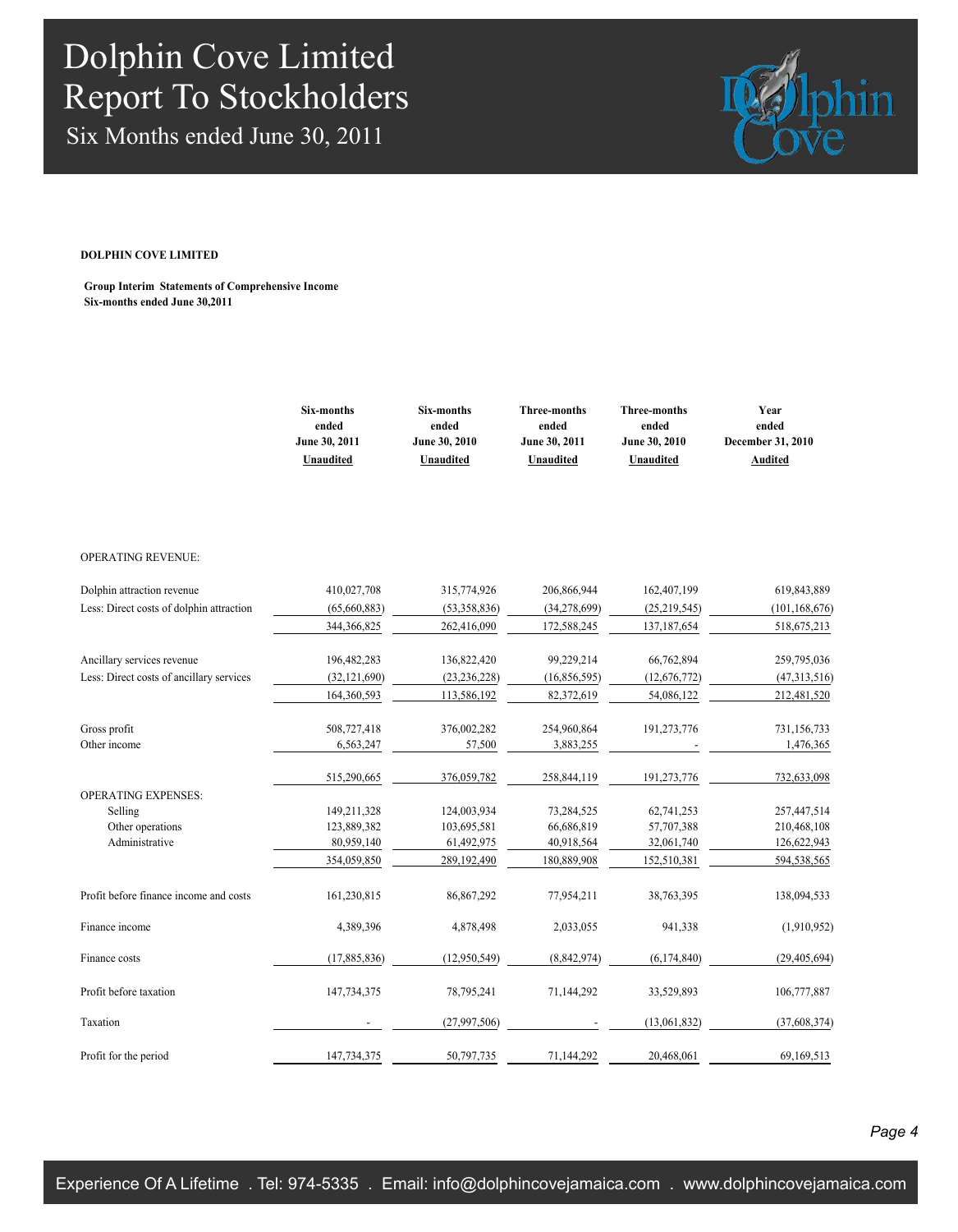# Dolphin Cove Limited
# Report To Stockholders
## Six Months ended June 30, 2011

**DOLPHIN COVE LIMITED**

**Group Interim Statements of Comprehensive Income**
**Six-months ended June 30,2011**

| | Six-months ended June 30, 2011 Unaudited | Six-months ended June 30, 2010 Unaudited | Three-months ended June 30, 2011 Unaudited | Three-months ended June 30, 2010 Unaudited | Year ended December 31, 2010 Audited |
|---|---|---|---|---|---|
| OPERATING REVENUE: | | | | | |
| Dolphin attraction revenue | 410,027,708 | 315,774,926 | 206,866,944 | 162,407,199 | 619,843,889 |
| Less: Direct costs of dolphin attraction | (65,660,883) | (53,358,836) | (34,278,699) | (25,219,545) | (101,168,676) |
| | 344,366,825 | 262,416,090 | 172,588,245 | 137,187,654 | 518,675,213 |
| Ancillary services revenue | 196,482,283 | 136,822,420 | 99,229,214 | 66,762,894 | 259,795,036 |
| Less: Direct costs of ancillary services | (32,121,690) | (23,236,228) | (16,856,595) | (12,676,772) | (47,313,516) |
| | 164,360,593 | 113,586,192 | 82,372,619 | 54,086,122 | 212,481,520 |
| Gross profit | 508,727,418 | 376,002,282 | 254,960,864 | 191,273,776 | 731,156,733 |
| Other income | 6,563,247 | 57,500 | 3,883,255 | - | 1,476,365 |
| | 515,290,665 | 376,059,782 | 258,844,119 | 191,273,776 | 732,633,098 |
| OPERATING EXPENSES: | | | | | |
| Selling | 149,211,328 | 124,003,934 | 73,284,525 | 62,741,253 | 257,447,514 |
| Other operations | 123,889,382 | 103,695,581 | 66,686,819 | 57,707,388 | 210,468,108 |
| Administrative | 80,959,140 | 61,492,975 | 40,918,564 | 32,061,740 | 126,622,943 |
| | 354,059,850 | 289,192,490 | 180,889,908 | 152,510,381 | 594,538,565 |
| Profit before finance income and costs | 161,230,815 | 86,867,292 | 77,954,211 | 38,763,395 | 138,094,533 |
| Finance income | 4,389,396 | 4,878,498 | 2,033,055 | 941,338 | (1,910,952) |
| Finance costs | (17,885,836) | (12,950,549) | (8,842,974) | (6,174,840) | (29,405,694) |
| Profit before taxation | 147,734,375 | 78,795,241 | 71,144,292 | 33,529,893 | 106,777,887 |
| Taxation | - | (27,997,506) | - | (13,061,832) | (37,608,374) |
| Profit for the period | 147,734,375 | 50,797,735 | 71,144,292 | 20,468,061 | 69,169,513 |

Experience Of A Lifetime . Tel: 974-5335 . Email: info@dolphincovejamaica.com . www.dolphincovejamaica.com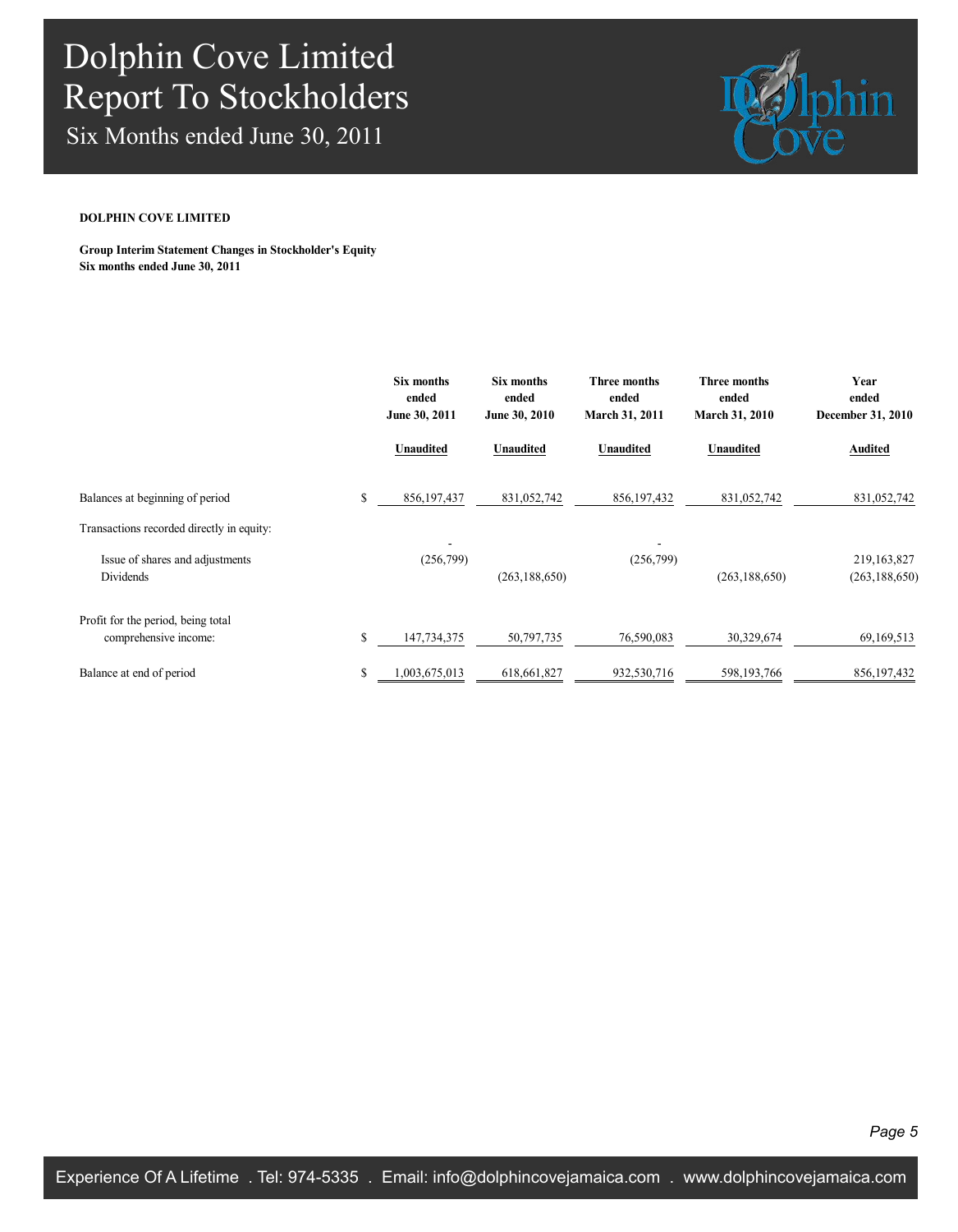# Dolphin Cove Limited
# Report To Stockholders
## Six Months ended June 30, 2011

**DOLPHIN COVE LIMITED**

**Group Interim Statement Changes in Stockholder's Equity**
**Six months ended June 30, 2011**

| | | Six months ended June 30, 2011 | Six months ended June 30, 2010 | Three months ended March 31, 2011 | Three months ended March 31, 2010 | Year ended December 31, 2010 |
|---|---|---|---|---|---|---|
| | | **Unaudited** | **Unaudited** | **Unaudited** | **Unaudited** | **Audited** |
| Balances at beginning of period | $ | 856,197,437 | 831,052,742 | 856,197,432 | 831,052,742 | 831,052,742 |
| Transactions recorded directly in equity: | | | | | | |
| Issue of shares and adjustments | | - (256,799) | | - (256,799) | | 219,163,827 |
| Dividends | | | (263,188,650) | | (263,188,650) | (263,188,650) |
| Profit for the period, being total comprehensive income: | $ | 147,734,375 | 50,797,735 | 76,590,083 | 30,329,674 | 69,169,513 |
| Balance at end of period | $ | 1,003,675,013 | 618,661,827 | 932,530,716 | 598,193,766 | 856,197,432 |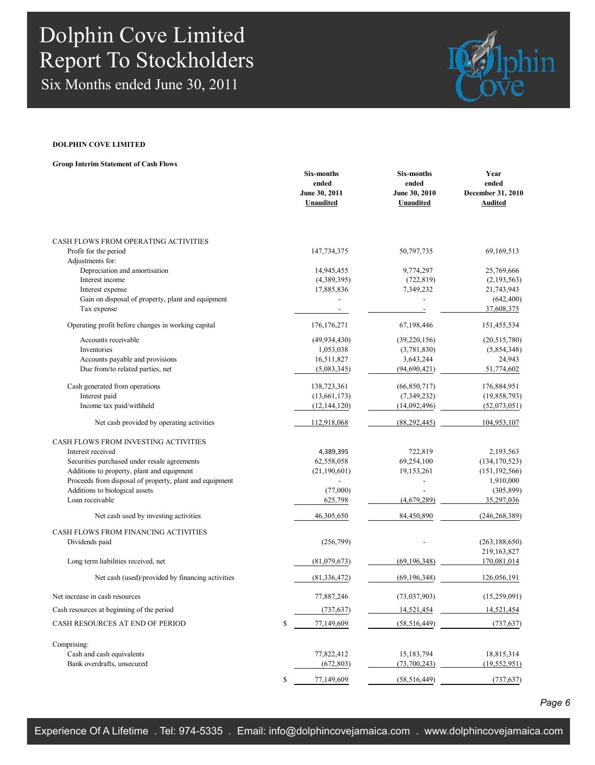**DOLPHIN COVE LIMITED**

**Group Interim Statement of Cash Flows**

| | Six-months ended June 30, 2011 Unaudited | Six-months ended June 30, 2010 Unaudited | Year ended December 31, 2010 Audited |
|---|---|---|---|
| CASH FLOWS FROM OPERATING ACTIVITIES | | | |
| Profit for the period | 147,734,375 | 50,797,735 | 69,169,513 |
| Adjustments for: | | | |
| Depreciation and amortisation | 14,945,455 | 9,774,297 | 25,769,666 |
| Interest income | (4,389,395) | (722,819) | (2,193,563) |
| Interest expense | 17,885,836 | 7,349,232 | 21,743,943 |
| Gain on disposal of property, plant and equipment | - | - | (642,400) |
| Tax expense | - | - | 37,608,375 |
| Operating profit before changes in working capital | 176,176,271 | 67,198,446 | 151,455,534 |
| Accounts receivable | (49,934,430) | (39,220,156) | (20,515,780) |
| Inventories | 1,053,038 | (3,781,830) | (5,854,348) |
| Accounts payable and provisions | 16,511,827 | 3,643,244 | 24,943 |
| Due from/to related parties, net | (5,083,345) | (94,690,421) | 51,774,602 |
| Cash generated from operations | 138,723,361 | (66,850,717) | 176,884,951 |
| Interest paid | (13,661,173) | (7,349,232) | (19,858,793) |
| Income tax paid/withheld | (12,144,120) | (14,092,496) | (52,073,051) |
| Net cash provided by operating activities | 112,918,068 | (88,292,445) | 104,953,107 |
| CASH FLOWS FROM INVESTING ACTIVITIES | | | |
| Interest received | 4,389,395 | 722,819 | 2,193,563 |
| Securities purchased under resale agreements | 62,558,058 | 69,254,100 | (134,170,523) |
| Additions to property, plant and equipment | (21,190,601) | 19,153,261 | (151,192,566) |
| Proceeds from disposal of property, plant and equipment | - | - | 1,910,000 |
| Additions to biological assets | (77,000) | - | (305,899) |
| Loan receivable | 625,798 | (4,679,289) | 35,297,036 |
| Net cash used by investing activities | 46,305,650 | 84,450,890 | (246,268,389) |
| CASH FLOWS FROM FINANCING ACTIVITIES | | | |
| Dividends paid | (256,799) | - | (263,188,650) |
| | | | 219,163,827 |
| Long term liabilities received, net | (81,079,673) | (69,196,348) | 170,081,014 |
| Net cash (used)/provided by financing activities | (81,336,472) | (69,196,348) | 126,056,191 |
| Net increase in cash resources | 77,887,246 | (73,037,903) | (15,259,091) |
| Cash resources at beginning of the period | (737,637) | 14,521,454 | 14,521,454 |
| CASH RESOURCES AT END OF PERIOD | $ 77,149,609 | (58,516,449) | (737,637) |
| Comprising: | | | |
| Cash and cash equivalents | 77,822,412 | 15,183,794 | 18,815,314 |
| Bank overdrafts, unsecured | (672,803) | (73,700,243) | (19,552,951) |
| | $ 77,149,609 | (58,516,449) | (737,637) |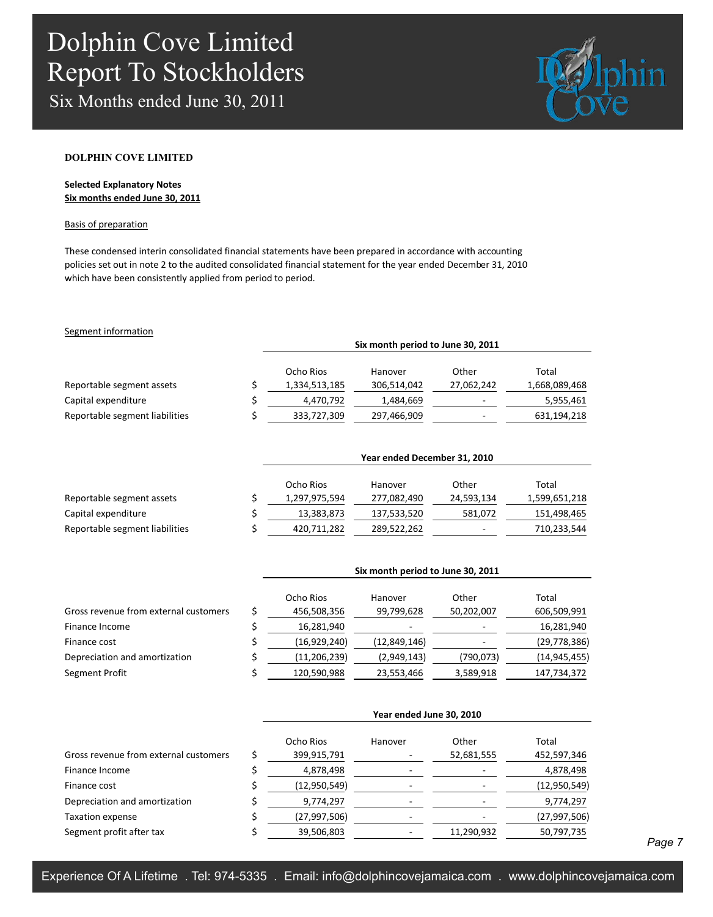**DOLPHIN COVE LIMITED**

**Selected Explanatory Notes**
**Six months ended June 30, 2011**

Basis of preparation

These condensed interin consolidated financial statements have been prepared in accordance with accounting policies set out in note 2 to the audited consolidated financial statement for the year ended December 31, 2010 which have been consistently applied from period to period.

Segment information

| | | Six month period to June 30, 2011 | | | |
|---|---|---|---|---|---|
| | | Ocho Rios | Hanover | Other | Total |
| Reportable segment assets | $ | 1,334,513,185 | 306,514,042 | 27,062,242 | 1,668,089,468 |
| Capital expenditure | $ | 4,470,792 | 1,484,669 | - | 5,955,461 |
| Reportable segment liabilities | $ | 333,727,309 | 297,466,909 | - | 631,194,218 |

| | | Year ended December 31, 2010 | | | |
|---|---|---|---|---|---|
| | | Ocho Rios | Hanover | Other | Total |
| Reportable segment assets | $ | 1,297,975,594 | 277,082,490 | 24,593,134 | 1,599,651,218 |
| Capital expenditure | $ | 13,383,873 | 137,533,520 | 581,072 | 151,498,465 |
| Reportable segment liabilities | $ | 420,711,282 | 289,522,262 | - | 710,233,544 |

| | | Six month period to June 30, 2011 | | | |
|---|---|---|---|---|---|
| | | Ocho Rios | Hanover | Other | Total |
| Gross revenue from external customers | $ | 456,508,356 | 99,799,628 | 50,202,007 | 606,509,991 |
| Finance Income | $ | 16,281,940 | - | - | 16,281,940 |
| Finance cost | $ | (16,929,240) | (12,849,146) | - | (29,778,386) |
| Depreciation and amortization | $ | (11,206,239) | (2,949,143) | (790,073) | (14,945,455) |
| Segment Profit | $ | 120,590,988 | 23,553,466 | 3,589,918 | 147,734,372 |

| | | Year ended June 30, 2010 | | | |
|---|---|---|---|---|---|
| | | Ocho Rios | Hanover | Other | Total |
| Gross revenue from external customers | $ | 399,915,791 | - | 52,681,555 | 452,597,346 |
| Finance Income | $ | 4,878,498 | - | - | 4,878,498 |
| Finance cost | $ | (12,950,549) | - | - | (12,950,549) |
| Depreciation and amortization | $ | 9,774,297 | - | - | 9,774,297 |
| Taxation expense | $ | (27,997,506) | - | - | (27,997,506) |
| Segment profit after tax | $ | 39,506,803 | - | 11,290,932 | 50,797,735 |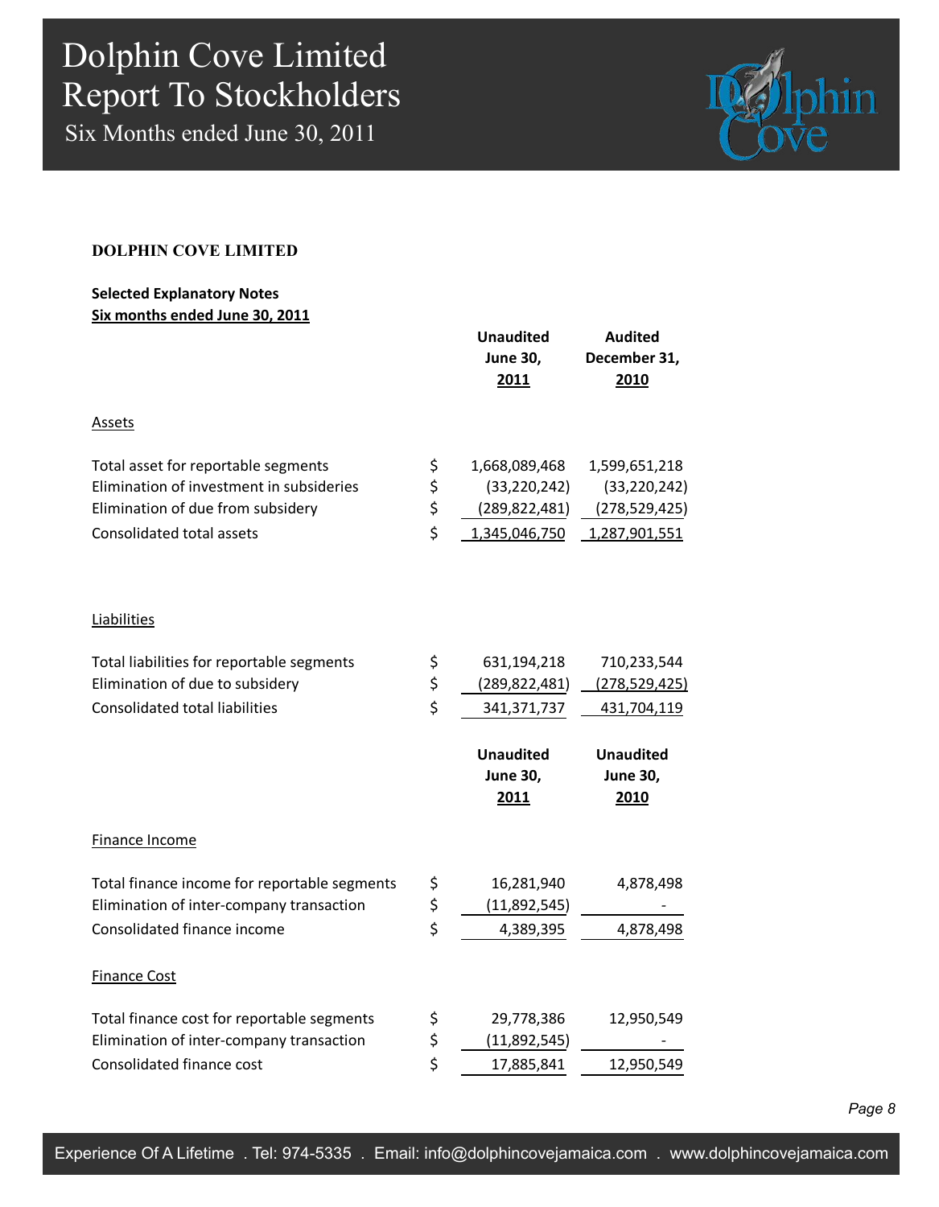# Dolphin Cove Limited
# Report To Stockholders
## Six Months ended June 30, 2011

**DOLPHIN COVE LIMITED**

**Selected Explanatory Notes**
**Six months ended June 30, 2011**

| | | Unaudited June 30, 2011 | Audited December 31, 2010 |
|---|---|---|---|
| **Assets** | | | |
| Total asset for reportable segments | $ | 1,668,089,468 | 1,599,651,218 |
| Elimination of investment in subsideries | $ | (33,220,242) | (33,220,242) |
| Elimination of due from subsidery | $ | (289,822,481) | (278,529,425) |
| Consolidated total assets | $ | 1,345,046,750 | 1,287,901,551 |
| **Liabilities** | | | |
| Total liabilities for reportable segments | $ | 631,194,218 | 710,233,544 |
| Elimination of due to subsidery | $ | (289,822,481) | (278,529,425) |
| Consolidated total liabilities | $ | 341,371,737 | 431,704,119 |

| | | Unaudited June 30, 2011 | Unaudited June 30, 2010 |
|---|---|---|---|
| **Finance Income** | | | |
| Total finance income for reportable segments | $ | 16,281,940 | 4,878,498 |
| Elimination of inter-company transaction | $ | (11,892,545) | - |
| Consolidated finance income | $ | 4,389,395 | 4,878,498 |
| **Finance Cost** | | | |
| Total finance cost for reportable segments | $ | 29,778,386 | 12,950,549 |
| Elimination of inter-company transaction | $ | (11,892,545) | - |
| Consolidated finance cost | $ | 17,885,841 | 12,950,549 |

Experience Of A Lifetime . Tel: 974-5335 . Email: info@dolphincovejamaica.com . www.dolphincovejamaica.com